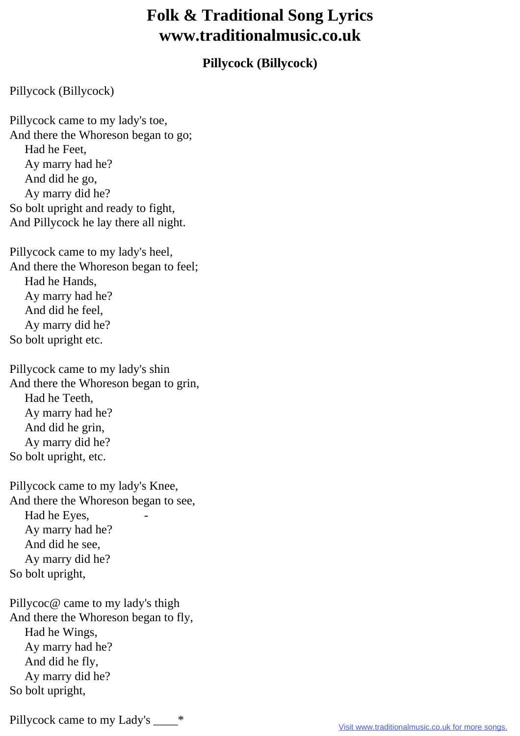# Folk & Traditional Song Lyrics www.traditionalmusic.co.uk

## Pillycock (Billycock)

Pillycock (Billycock)

Pillycock came to my lady's toe,
And there the Whoreson began to go;
Had he Feet,
Ay marry had he?
And did he go,
Ay marry did he?
So bolt upright and ready to fight,
And Pillycock he lay there all night.

Pillycock came to my lady's heel,
And there the Whoreson began to feel;
Had he Hands,
Ay marry had he?
And did he feel,
Ay marry did he?
So bolt upright etc.

Pillycock came to my lady's shin
And there the Whoreson began to grin,
Had he Teeth,
Ay marry had he?
And did he grin,
Ay marry did he?
So bolt upright, etc.

Pillycock came to my lady's Knee,
And there the Whoreson began to see,
Had he Eyes, -
Ay marry had he?
And did he see,
Ay marry did he?
So bolt upright,

Pillycoc@ came to my lady's thigh
And there the Whoreson began to fly,
Had he Wings,
Ay marry had he?
And did he fly,
Ay marry did he?
So bolt upright,

Pillycock came to my Lady's ____*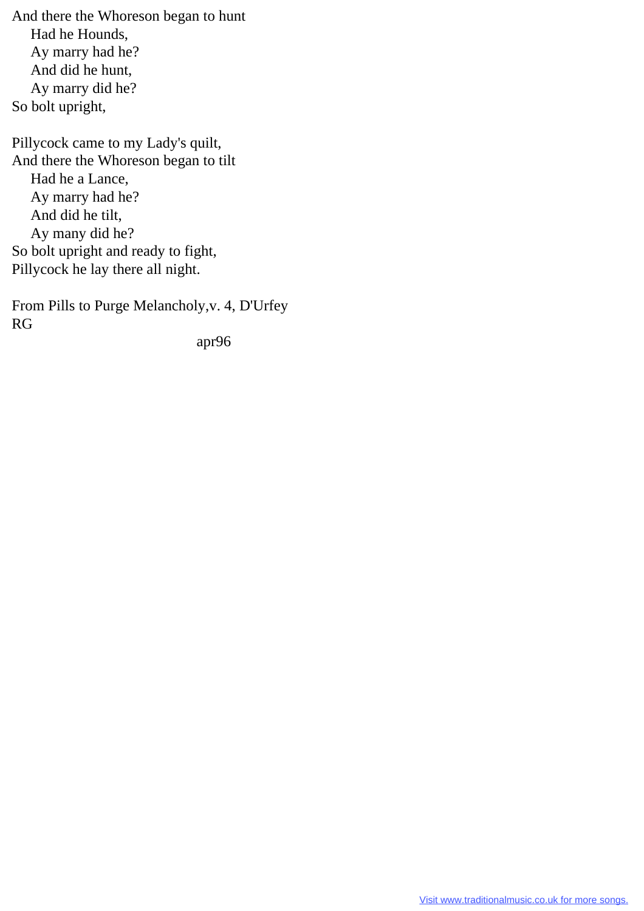And there the Whoreson began to hunt
    Had he Hounds,
    Ay marry had he?
    And did he hunt,
    Ay marry did he?
So bolt upright,

Pillycock came to my Lady's quilt,
And there the Whoreson began to tilt
    Had he a Lance,
    Ay marry had he?
    And did he tilt,
    Ay many did he?
So bolt upright and ready to fight,
Pillycock he lay there all night.

From Pills to Purge Melancholy,v. 4, D'Urfey
RG

apr96

Visit www.traditionalmusic.co.uk for more songs.